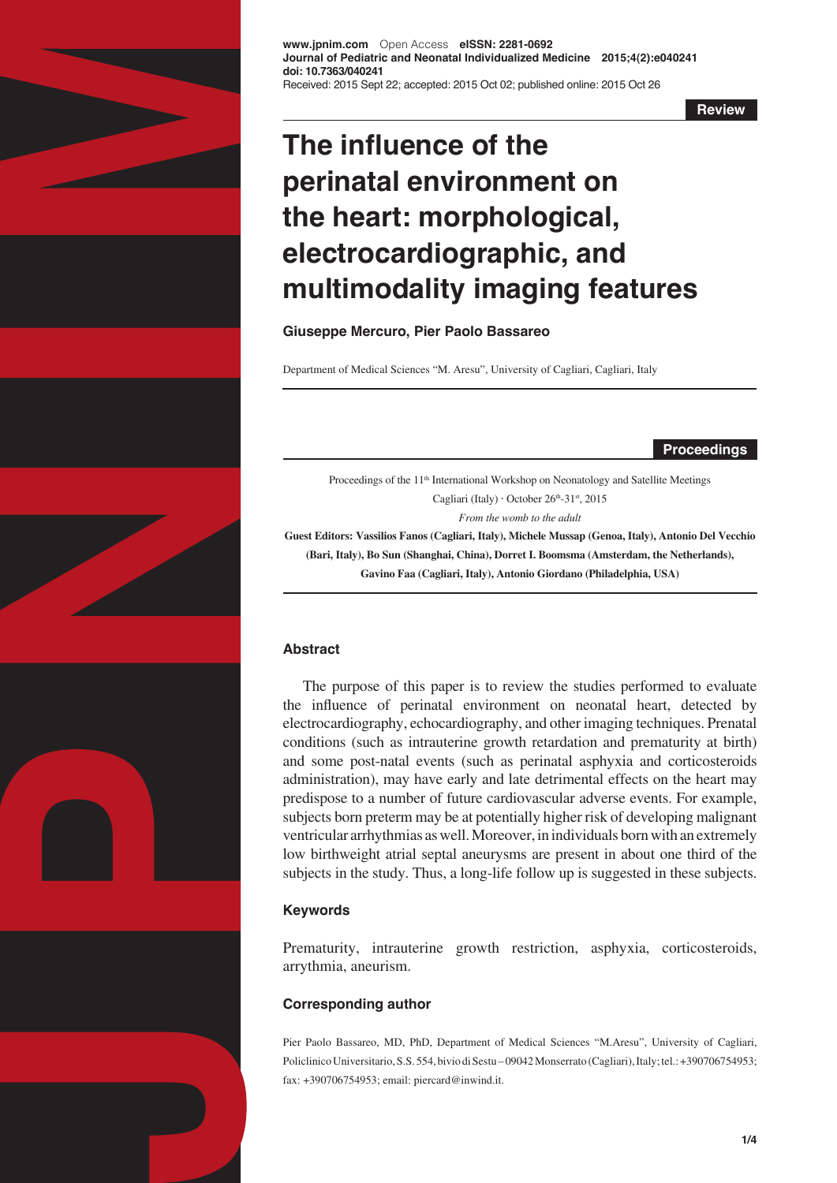www.jpnim.com Open Access **eISSN: 2281-0692**
**Journal of Pediatric and Neonatal Individualized Medicine 2015;4(2):e040241**
**doi: 10.7363/040241**
Received: 2015 Sept 22; accepted: 2015 Oct 02; published online: 2015 Oct 26

**Review**

# The influence of the perinatal environment on the heart: morphological, electrocardiographic, and multimodality imaging features

**Giuseppe Mercuro, Pier Paolo Bassareo**

Department of Medical Sciences "M. Aresu", University of Cagliari, Cagliari, Italy

**Proceedings**

Proceedings of the 11th International Workshop on Neonatology and Satellite Meetings
Cagliari (Italy) · October 26th-31st, 2015
*From the womb to the adult*
**Guest Editors: Vassilios Fanos (Cagliari, Italy), Michele Mussap (Genoa, Italy), Antonio Del Vecchio (Bari, Italy), Bo Sun (Shanghai, China), Dorret I. Boomsma (Amsterdam, the Netherlands), Gavino Faa (Cagliari, Italy), Antonio Giordano (Philadelphia, USA)**

## Abstract

The purpose of this paper is to review the studies performed to evaluate the influence of perinatal environment on neonatal heart, detected by electrocardiography, echocardiography, and other imaging techniques. Prenatal conditions (such as intrauterine growth retardation and prematurity at birth) and some post-natal events (such as perinatal asphyxia and corticosteroids administration), may have early and late detrimental effects on the heart may predispose to a number of future cardiovascular adverse events. For example, subjects born preterm may be at potentially higher risk of developing malignant ventricular arrhythmias as well. Moreover, in individuals born with an extremely low birthweight atrial septal aneurysms are present in about one third of the subjects in the study. Thus, a long-life follow up is suggested in these subjects.

## Keywords

Prematurity, intrauterine growth restriction, asphyxia, corticosteroids, arrythmia, aneurism.

## Corresponding author

Pier Paolo Bassareo, MD, PhD, Department of Medical Sciences "M.Aresu", University of Cagliari, Policlinico Universitario, S.S. 554, bivio di Sestu – 09042 Monserrato (Cagliari), Italy; tel.: +390706754953; fax: +390706754953; email: piercard@inwind.it.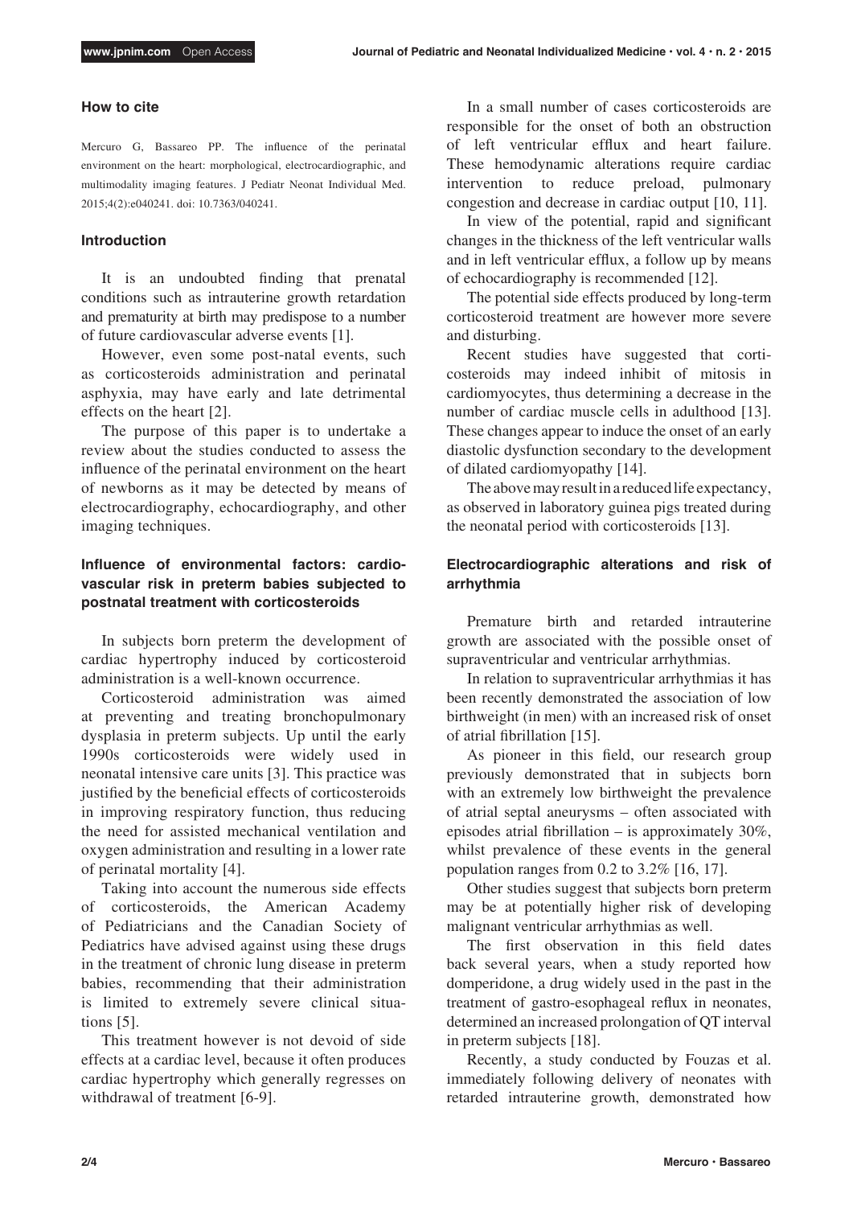### How to cite

Mercuro G, Bassareo PP. The influence of the perinatal environment on the heart: morphological, electrocardiographic, and multimodality imaging features. J Pediatr Neonat Individual Med. 2015;4(2):e040241. doi: 10.7363/040241.

### Introduction

It is an undoubted finding that prenatal conditions such as intrauterine growth retardation and prematurity at birth may predispose to a number of future cardiovascular adverse events [1].

However, even some post-natal events, such as corticosteroids administration and perinatal asphyxia, may have early and late detrimental effects on the heart [2].

The purpose of this paper is to undertake a review about the studies conducted to assess the influence of the perinatal environment on the heart of newborns as it may be detected by means of electrocardiography, echocardiography, and other imaging techniques.

### Influence of environmental factors: cardiovascular risk in preterm babies subjected to postnatal treatment with corticosteroids

In subjects born preterm the development of cardiac hypertrophy induced by corticosteroid administration is a well-known occurrence.

Corticosteroid administration was aimed at preventing and treating bronchopulmonary dysplasia in preterm subjects. Up until the early 1990s corticosteroids were widely used in neonatal intensive care units [3]. This practice was justified by the beneficial effects of corticosteroids in improving respiratory function, thus reducing the need for assisted mechanical ventilation and oxygen administration and resulting in a lower rate of perinatal mortality [4].

Taking into account the numerous side effects of corticosteroids, the American Academy of Pediatricians and the Canadian Society of Pediatrics have advised against using these drugs in the treatment of chronic lung disease in preterm babies, recommending that their administration is limited to extremely severe clinical situations [5].

This treatment however is not devoid of side effects at a cardiac level, because it often produces cardiac hypertrophy which generally regresses on withdrawal of treatment [6-9].

In a small number of cases corticosteroids are responsible for the onset of both an obstruction of left ventricular efflux and heart failure. These hemodynamic alterations require cardiac intervention to reduce preload, pulmonary congestion and decrease in cardiac output [10, 11].

In view of the potential, rapid and significant changes in the thickness of the left ventricular walls and in left ventricular efflux, a follow up by means of echocardiography is recommended [12].

The potential side effects produced by long-term corticosteroid treatment are however more severe and disturbing.

Recent studies have suggested that corticosteroids may indeed inhibit of mitosis in cardiomyocytes, thus determining a decrease in the number of cardiac muscle cells in adulthood [13]. These changes appear to induce the onset of an early diastolic dysfunction secondary to the development of dilated cardiomyopathy [14].

The above may result in a reduced life expectancy, as observed in laboratory guinea pigs treated during the neonatal period with corticosteroids [13].

### Electrocardiographic alterations and risk of arrhythmia

Premature birth and retarded intrauterine growth are associated with the possible onset of supraventricular and ventricular arrhythmias.

In relation to supraventricular arrhythmias it has been recently demonstrated the association of low birthweight (in men) with an increased risk of onset of atrial fibrillation [15].

As pioneer in this field, our research group previously demonstrated that in subjects born with an extremely low birthweight the prevalence of atrial septal aneurysms – often associated with episodes atrial fibrillation – is approximately 30%, whilst prevalence of these events in the general population ranges from 0.2 to 3.2% [16, 17].

Other studies suggest that subjects born preterm may be at potentially higher risk of developing malignant ventricular arrhythmias as well.

The first observation in this field dates back several years, when a study reported how domperidone, a drug widely used in the past in the treatment of gastro-esophageal reflux in neonates, determined an increased prolongation of QT interval in preterm subjects [18].

Recently, a study conducted by Fouzas et al. immediately following delivery of neonates with retarded intrauterine growth, demonstrated how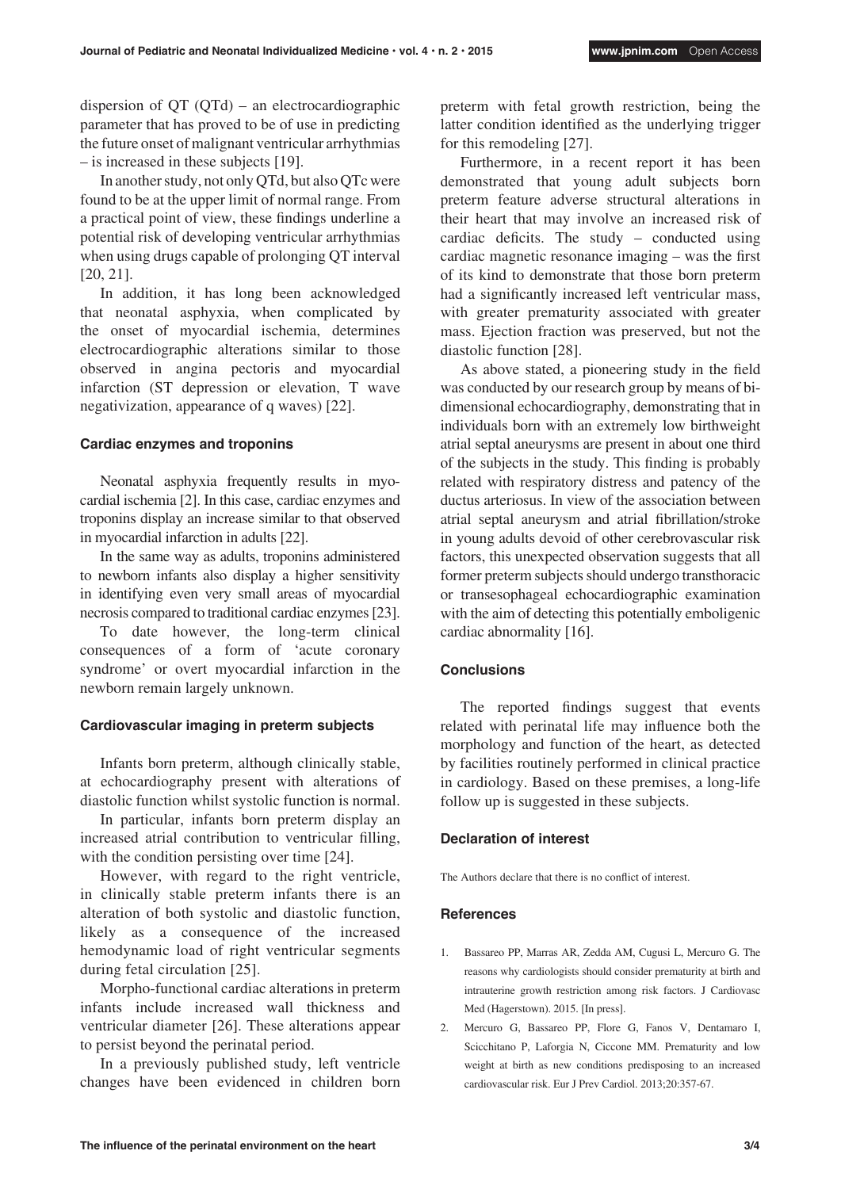dispersion of QT (QTd) – an electrocardiographic parameter that has proved to be of use in predicting the future onset of malignant ventricular arrhythmias – is increased in these subjects [19].

In another study, not only QTd, but also QTc were found to be at the upper limit of normal range. From a practical point of view, these findings underline a potential risk of developing ventricular arrhythmias when using drugs capable of prolonging QT interval [20, 21].

In addition, it has long been acknowledged that neonatal asphyxia, when complicated by the onset of myocardial ischemia, determines electrocardiographic alterations similar to those observed in angina pectoris and myocardial infarction (ST depression or elevation, T wave negativization, appearance of q waves) [22].

### Cardiac enzymes and troponins

Neonatal asphyxia frequently results in myocardial ischemia [2]. In this case, cardiac enzymes and troponins display an increase similar to that observed in myocardial infarction in adults [22].

In the same way as adults, troponins administered to newborn infants also display a higher sensitivity in identifying even very small areas of myocardial necrosis compared to traditional cardiac enzymes [23].

To date however, the long-term clinical consequences of a form of 'acute coronary syndrome' or overt myocardial infarction in the newborn remain largely unknown.

### Cardiovascular imaging in preterm subjects

Infants born preterm, although clinically stable, at echocardiography present with alterations of diastolic function whilst systolic function is normal.

In particular, infants born preterm display an increased atrial contribution to ventricular filling, with the condition persisting over time [24].

However, with regard to the right ventricle, in clinically stable preterm infants there is an alteration of both systolic and diastolic function, likely as a consequence of the increased hemodynamic load of right ventricular segments during fetal circulation [25].

Morpho-functional cardiac alterations in preterm infants include increased wall thickness and ventricular diameter [26]. These alterations appear to persist beyond the perinatal period.

In a previously published study, left ventricle changes have been evidenced in children born preterm with fetal growth restriction, being the latter condition identified as the underlying trigger for this remodeling [27].

Furthermore, in a recent report it has been demonstrated that young adult subjects born preterm feature adverse structural alterations in their heart that may involve an increased risk of cardiac deficits. The study – conducted using cardiac magnetic resonance imaging – was the first of its kind to demonstrate that those born preterm had a significantly increased left ventricular mass, with greater prematurity associated with greater mass. Ejection fraction was preserved, but not the diastolic function [28].

As above stated, a pioneering study in the field was conducted by our research group by means of bi-dimensional echocardiography, demonstrating that in individuals born with an extremely low birthweight atrial septal aneurysms are present in about one third of the subjects in the study. This finding is probably related with respiratory distress and patency of the ductus arteriosus. In view of the association between atrial septal aneurysm and atrial fibrillation/stroke in young adults devoid of other cerebrovascular risk factors, this unexpected observation suggests that all former preterm subjects should undergo transthoracic or transesophageal echocardiographic examination with the aim of detecting this potentially emboligenic cardiac abnormality [16].

### Conclusions

The reported findings suggest that events related with perinatal life may influence both the morphology and function of the heart, as detected by facilities routinely performed in clinical practice in cardiology. Based on these premises, a long-life follow up is suggested in these subjects.

### Declaration of interest

The Authors declare that there is no conflict of interest.

### References

1. Bassareo PP, Marras AR, Zedda AM, Cugusi L, Mercuro G. The reasons why cardiologists should consider prematurity at birth and intrauterine growth restriction among risk factors. J Cardiovasc Med (Hagerstown). 2015. [In press].
2. Mercuro G, Bassareo PP, Flore G, Fanos V, Dentamaro I, Scicchitano P, Laforgia N, Ciccone MM. Prematurity and low weight at birth as new conditions predisposing to an increased cardiovascular risk. Eur J Prev Cardiol. 2013;20:357-67.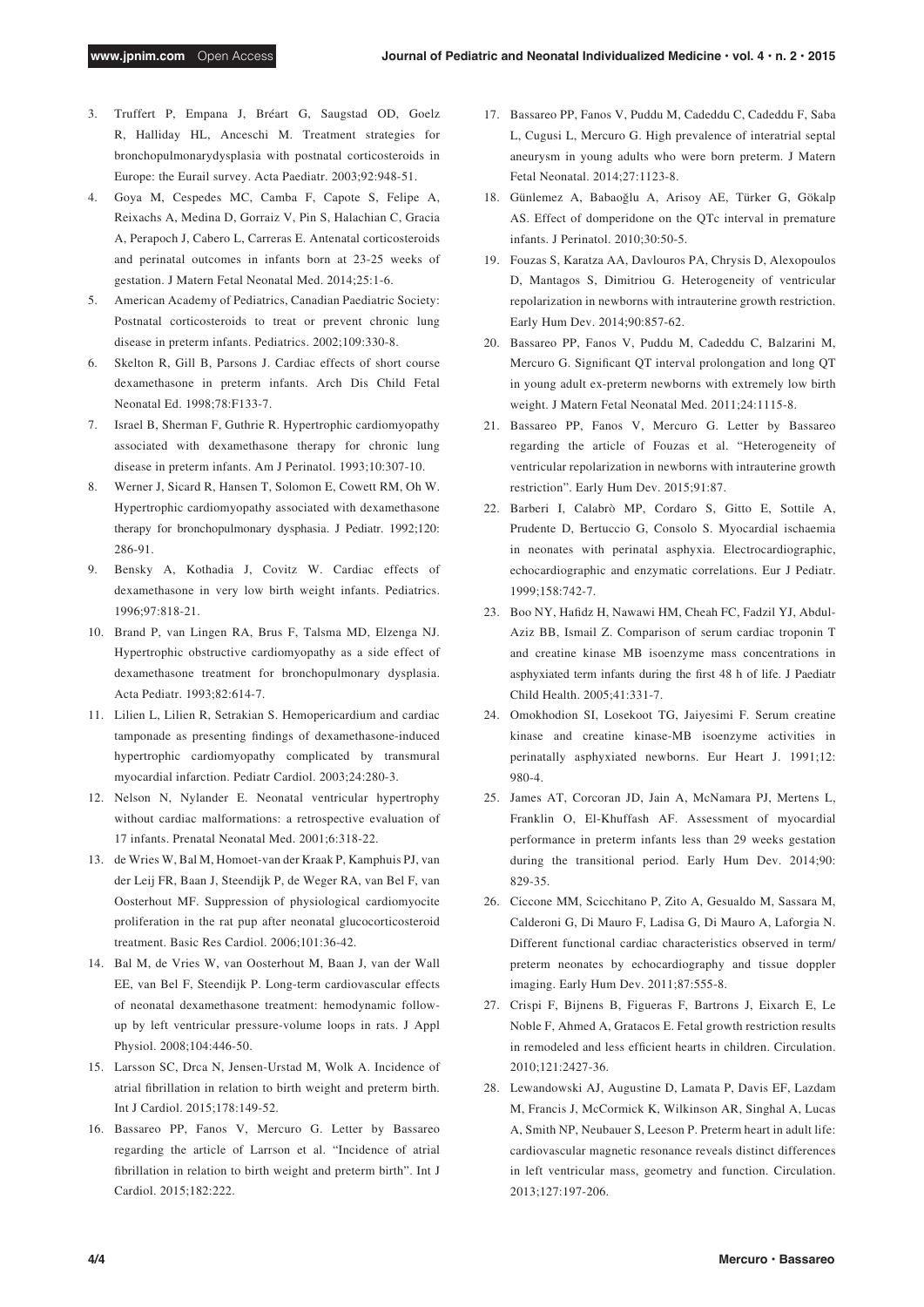3. Truffert P, Empana J, Bréart G, Saugstad OD, Goelz R, Halliday HL, Anceschi M. Treatment strategies for bronchopulmonarydysplasia with postnatal corticosteroids in Europe: the Eurail survey. Acta Paediatr. 2003;92:948-51.
4. Goya M, Cespedes MC, Camba F, Capote S, Felipe A, Reixachs A, Medina D, Gorraiz V, Pin S, Halachian C, Gracia A, Perapoch J, Cabero L, Carreras E. Antenatal corticosteroids and perinatal outcomes in infants born at 23-25 weeks of gestation. J Matern Fetal Neonatal Med. 2014;25:1-6.
5. American Academy of Pediatrics, Canadian Paediatric Society: Postnatal corticosteroids to treat or prevent chronic lung disease in preterm infants. Pediatrics. 2002;109:330-8.
6. Skelton R, Gill B, Parsons J. Cardiac effects of short course dexamethasone in preterm infants. Arch Dis Child Fetal Neonatal Ed. 1998;78:F133-7.
7. Israel B, Sherman F, Guthrie R. Hypertrophic cardiomyopathy associated with dexamethasone therapy for chronic lung disease in preterm infants. Am J Perinatol. 1993;10:307-10.
8. Werner J, Sicard R, Hansen T, Solomon E, Cowett RM, Oh W. Hypertrophic cardiomyopathy associated with dexamethasone therapy for bronchopulmonary dysphasia. J Pediatr. 1992;120: 286-91.
9. Bensky A, Kothadia J, Covitz W. Cardiac effects of dexamethasone in very low birth weight infants. Pediatrics. 1996;97:818-21.
10. Brand P, van Lingen RA, Brus F, Talsma MD, Elzenga NJ. Hypertrophic obstructive cardiomyopathy as a side effect of dexamethasone treatment for bronchopulmonary dysplasia. Acta Pediatr. 1993;82:614-7.
11. Lilien L, Lilien R, Setrakian S. Hemopericardium and cardiac tamponade as presenting findings of dexamethasone-induced hypertrophic cardiomyopathy complicated by transmural myocardial infarction. Pediatr Cardiol. 2003;24:280-3.
12. Nelson N, Nylander E. Neonatal ventricular hypertrophy without cardiac malformations: a retrospective evaluation of 17 infants. Prenatal Neonatal Med. 2001;6:318-22.
13. de Wries W, Bal M, Homoet-van der Kraak P, Kamphuis PJ, van der Leij FR, Baan J, Steendijk P, de Weger RA, van Bel F, van Oosterhout MF. Suppression of physiological cardiomyocite proliferation in the rat pup after neonatal glucocorticosteroid treatment. Basic Res Cardiol. 2006;101:36-42.
14. Bal M, de Vries W, van Oosterhout M, Baan J, van der Wall EE, van Bel F, Steendijk P. Long-term cardiovascular effects of neonatal dexamethasone treatment: hemodynamic follow-up by left ventricular pressure-volume loops in rats. J Appl Physiol. 2008;104:446-50.
15. Larsson SC, Drca N, Jensen-Urstad M, Wolk A. Incidence of atrial fibrillation in relation to birth weight and preterm birth. Int J Cardiol. 2015;178:149-52.
16. Bassareo PP, Fanos V, Mercuro G. Letter by Bassareo regarding the article of Larrson et al. "Incidence of atrial fibrillation in relation to birth weight and preterm birth". Int J Cardiol. 2015;182:222.
17. Bassareo PP, Fanos V, Puddu M, Cadeddu C, Cadeddu F, Saba L, Cugusi L, Mercuro G. High prevalence of interatrial septal aneurysm in young adults who were born preterm. J Matern Fetal Neonatal. 2014;27:1123-8.
18. Günlemez A, Babaoğlu A, Arisoy AE, Türker G, Gökalp AS. Effect of domperidone on the QTc interval in premature infants. J Perinatol. 2010;30:50-5.
19. Fouzas S, Karatza AA, Davlouros PA, Chrysis D, Alexopoulos D, Mantagos S, Dimitriou G. Heterogeneity of ventricular repolarization in newborns with intrauterine growth restriction. Early Hum Dev. 2014;90:857-62.
20. Bassareo PP, Fanos V, Puddu M, Cadeddu C, Balzarini M, Mercuro G. Significant QT interval prolongation and long QT in young adult ex-preterm newborns with extremely low birth weight. J Matern Fetal Neonatal Med. 2011;24:1115-8.
21. Bassareo PP, Fanos V, Mercuro G. Letter by Bassareo regarding the article of Fouzas et al. "Heterogeneity of ventricular repolarization in newborns with intrauterine growth restriction". Early Hum Dev. 2015;91:87.
22. Barberi I, Calabrò MP, Cordaro S, Gitto E, Sottile A, Prudente D, Bertuccio G, Consolo S. Myocardial ischaemia in neonates with perinatal asphyxia. Electrocardiographic, echocardiographic and enzymatic correlations. Eur J Pediatr. 1999;158:742-7.
23. Boo NY, Hafidz H, Nawawi HM, Cheah FC, Fadzil YJ, Abdul-Aziz BB, Ismail Z. Comparison of serum cardiac troponin T and creatine kinase MB isoenzyme mass concentrations in asphyxiated term infants during the first 48 h of life. J Paediatr Child Health. 2005;41:331-7.
24. Omokhodion SI, Losekoot TG, Jaiyesimi F. Serum creatine kinase and creatine kinase-MB isoenzyme activities in perinatally asphyxiated newborns. Eur Heart J. 1991;12: 980-4.
25. James AT, Corcoran JD, Jain A, McNamara PJ, Mertens L, Franklin O, El-Khuffash AF. Assessment of myocardial performance in preterm infants less than 29 weeks gestation during the transitional period. Early Hum Dev. 2014;90: 829-35.
26. Ciccone MM, Scicchitano P, Zito A, Gesualdo M, Sassara M, Calderoni G, Di Mauro F, Ladisa G, Di Mauro A, Laforgia N. Different functional cardiac characteristics observed in term/preterm neonates by echocardiography and tissue doppler imaging. Early Hum Dev. 2011;87:555-8.
27. Crispi F, Bijnens B, Figueras F, Bartrons J, Eixarch E, Le Noble F, Ahmed A, Gratacos E. Fetal growth restriction results in remodeled and less efficient hearts in children. Circulation. 2010;121:2427-36.
28. Lewandowski AJ, Augustine D, Lamata P, Davis EF, Lazdam M, Francis J, McCormick K, Wilkinson AR, Singhal A, Lucas A, Smith NP, Neubauer S, Leeson P. Preterm heart in adult life: cardiovascular magnetic resonance reveals distinct differences in left ventricular mass, geometry and function. Circulation. 2013;127:197-206.